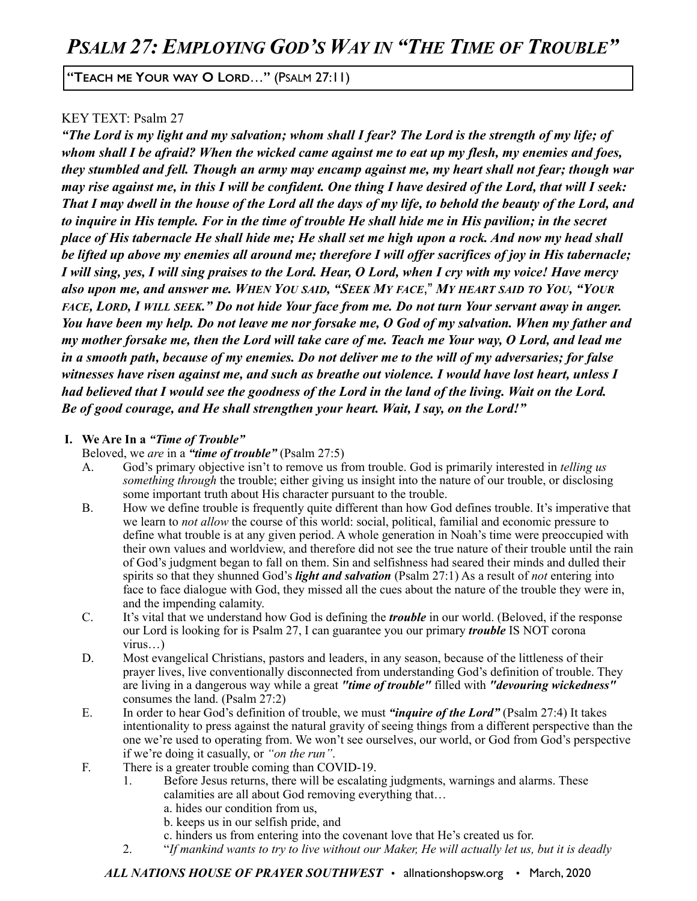# *PSALM 27: EMPLOYING GOD'S WAY IN "THE TIME OF TROUBLE"*

**"TEACH ME YOUR WAY O LORD…"** (PSALM 27:11)

KEY TEXT: Psalm 27

***"The Lord is my light and my salvation; whom shall I fear? The Lord is the strength of my life; of whom shall I be afraid? When the wicked came against me to eat up my flesh, my enemies and foes, they stumbled and fell. Though an army may encamp against me, my heart shall not fear; though war may rise against me, in this I will be confident. One thing I have desired of the Lord, that will I seek: That I may dwell in the house of the Lord all the days of my life, to behold the beauty of the Lord, and to inquire in His temple. For in the time of trouble He shall hide me in His pavilion; in the secret place of His tabernacle He shall hide me; He shall set me high upon a rock. And now my head shall be lifted up above my enemies all around me; therefore I will offer sacrifices of joy in His tabernacle; I will sing, yes, I will sing praises to the Lord. Hear, O Lord, when I cry with my voice! Have mercy also upon me, and answer me. WHEN YOU SAID, "SEEK MY FACE," MY HEART SAID TO YOU, "YOUR FACE, LORD, I WILL SEEK." Do not hide Your face from me. Do not turn Your servant away in anger. You have been my help. Do not leave me nor forsake me, O God of my salvation. When my father and my mother forsake me, then the Lord will take care of me. Teach me Your way, O Lord, and lead me in a smooth path, because of my enemies. Do not deliver me to the will of my adversaries; for false witnesses have risen against me, and such as breathe out violence. I would have lost heart, unless I had believed that I would see the goodness of the Lord in the land of the living. Wait on the Lord. Be of good courage, and He shall strengthen your heart. Wait, I say, on the Lord!"***

**I. We Are In a *"Time of Trouble"***

Beloved, we *are* in a ***"time of trouble"*** (Psalm 27:5)

A. God's primary objective isn't to remove us from trouble. God is primarily interested in *telling us something through* the trouble; either giving us insight into the nature of our trouble, or disclosing some important truth about His character pursuant to the trouble.

B. How we define trouble is frequently quite different than how God defines trouble. It's imperative that we learn to *not allow* the course of this world: social, political, familial and economic pressure to define what trouble is at any given period. A whole generation in Noah's time were preoccupied with their own values and worldview, and therefore did not see the true nature of their trouble until the rain of God's judgment began to fall on them. Sin and selfishness had seared their minds and dulled their spirits so that they shunned God's ***light and salvation*** (Psalm 27:1) As a result of *not* entering into face to face dialogue with God, they missed all the cues about the nature of the trouble they were in, and the impending calamity.

C. It's vital that we understand how God is defining the ***trouble*** in our world. (Beloved, if the response our Lord is looking for is Psalm 27, I can guarantee you our primary ***trouble*** IS NOT corona virus…)

D. Most evangelical Christians, pastors and leaders, in any season, because of the littleness of their prayer lives, live conventionally disconnected from understanding God's definition of trouble. They are living in a dangerous way while a great ***"time of trouble"*** filled with ***"devouring wickedness"*** consumes the land. (Psalm 27:2)

E. In order to hear God's definition of trouble, we must ***"inquire of the Lord"*** (Psalm 27:4) It takes intentionality to press against the natural gravity of seeing things from a different perspective than the one we're used to operating from. We won't see ourselves, our world, or God from God's perspective if we're doing it casually, or *"on the run"*.

F. There is a greater trouble coming than COVID-19.

1. Before Jesus returns, there will be escalating judgments, warnings and alarms. These calamities are all about God removing everything that…
   - a. hides our condition from us,
   - b. keeps us in our selfish pride, and
   - c. hinders us from entering into the covenant love that He's created us for.
2. "*If mankind wants to try to live without our Maker, He will actually let us, but it is deadly*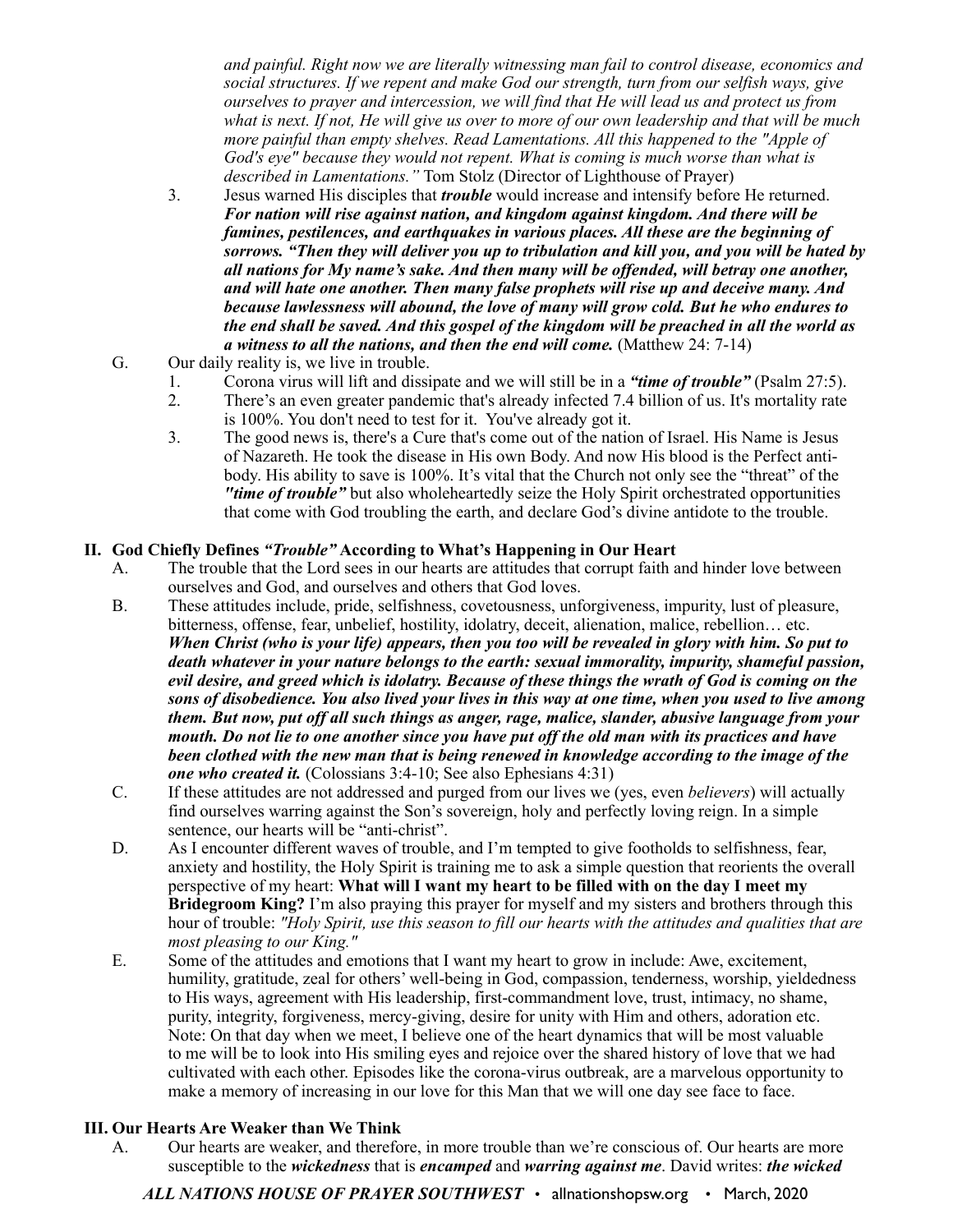*and painful. Right now we are literally witnessing man fail to control disease, economics and social structures. If we repent and make God our strength, turn from our selfish ways, give ourselves to prayer and intercession, we will find that He will lead us and protect us from what is next. If not, He will give us over to more of our own leadership and that will be much more painful than empty shelves. Read Lamentations. All this happened to the "Apple of God's eye" because they would not repent. What is coming is much worse than what is described in Lamentations."* Tom Stolz (Director of Lighthouse of Prayer)

3. Jesus warned His disciples that ***trouble*** would increase and intensify before He returned. ***For nation will rise against nation, and kingdom against kingdom. And there will be famines, pestilences, and earthquakes in various places. All these are the beginning of sorrows. "Then they will deliver you up to tribulation and kill you, and you will be hated by all nations for My name's sake. And then many will be offended, will betray one another, and will hate one another. Then many false prophets will rise up and deceive many. And because lawlessness will abound, the love of many will grow cold. But he who endures to the end shall be saved. And this gospel of the kingdom will be preached in all the world as a witness to all the nations, and then the end will come.*** (Matthew 24: 7-14)

G. Our daily reality is, we live in trouble.
   1. Corona virus will lift and dissipate and we will still be in a ***"time of trouble"*** (Psalm 27:5).
   2. There's an even greater pandemic that's already infected 7.4 billion of us. It's mortality rate is 100%. You don't need to test for it. You've already got it.
   3. The good news is, there's a Cure that's come out of the nation of Israel. His Name is Jesus of Nazareth. He took the disease in His own Body. And now His blood is the Perfect anti-body. His ability to save is 100%. It's vital that the Church not only see the "threat" of the ***"time of trouble"*** but also wholeheartedly seize the Holy Spirit orchestrated opportunities that come with God troubling the earth, and declare God's divine antidote to the trouble.

## II. God Chiefly Defines *"Trouble"* According to What's Happening in Our Heart

A. The trouble that the Lord sees in our hearts are attitudes that corrupt faith and hinder love between ourselves and God, and ourselves and others that God loves.

B. These attitudes include, pride, selfishness, covetousness, unforgiveness, impurity, lust of pleasure, bitterness, offense, fear, unbelief, hostility, idolatry, deceit, alienation, malice, rebellion… etc. ***When Christ (who is your life) appears, then you too will be revealed in glory with him. So put to death whatever in your nature belongs to the earth: sexual immorality, impurity, shameful passion, evil desire, and greed which is idolatry. Because of these things the wrath of God is coming on the sons of disobedience. You also lived your lives in this way at one time, when you used to live among them. But now, put off all such things as anger, rage, malice, slander, abusive language from your mouth. Do not lie to one another since you have put off the old man with its practices and have been clothed with the new man that is being renewed in knowledge according to the image of the one who created it.*** (Colossians 3:4-10; See also Ephesians 4:31)

C. If these attitudes are not addressed and purged from our lives we (yes, even *believers*) will actually find ourselves warring against the Son's sovereign, holy and perfectly loving reign. In a simple sentence, our hearts will be "anti-christ".

D. As I encounter different waves of trouble, and I'm tempted to give footholds to selfishness, fear, anxiety and hostility, the Holy Spirit is training me to ask a simple question that reorients the overall perspective of my heart: **What will I want my heart to be filled with on the day I meet my Bridegroom King?** I'm also praying this prayer for myself and my sisters and brothers through this hour of trouble: *"Holy Spirit, use this season to fill our hearts with the attitudes and qualities that are most pleasing to our King."*

E. Some of the attitudes and emotions that I want my heart to grow in include: Awe, excitement, humility, gratitude, zeal for others' well-being in God, compassion, tenderness, worship, yieldedness to His ways, agreement with His leadership, first-commandment love, trust, intimacy, no shame, purity, integrity, forgiveness, mercy-giving, desire for unity with Him and others, adoration etc. Note: On that day when we meet, I believe one of the heart dynamics that will be most valuable to me will be to look into His smiling eyes and rejoice over the shared history of love that we had cultivated with each other. Episodes like the corona-virus outbreak, are a marvelous opportunity to make a memory of increasing in our love for this Man that we will one day see face to face.

## III. Our Hearts Are Weaker than We Think

A. Our hearts are weaker, and therefore, in more trouble than we're conscious of. Our hearts are more susceptible to the ***wickedness*** that is ***encamped*** and ***warring against me***. David writes: ***the wicked***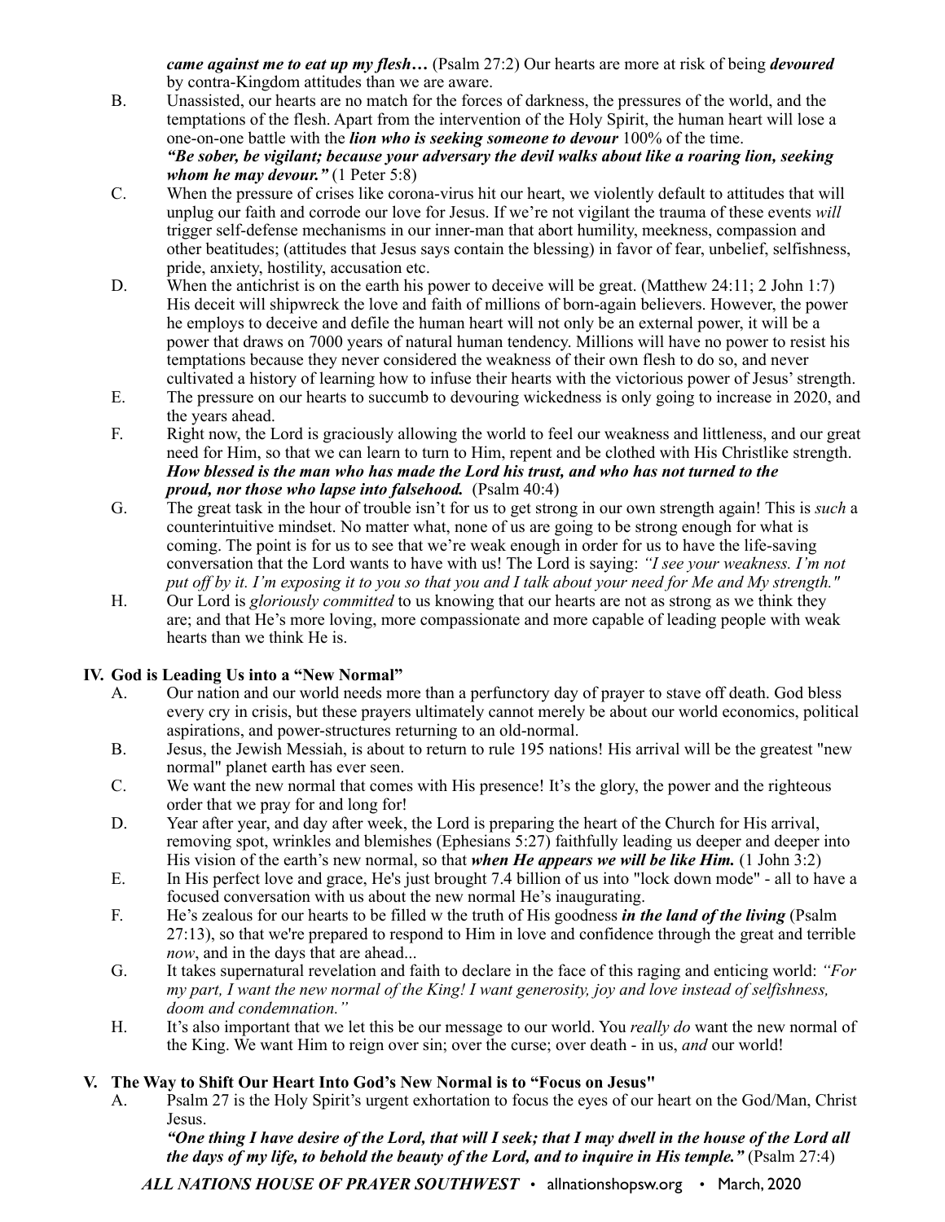***came against me to eat up my flesh…*** (Psalm 27:2) Our hearts are more at risk of being ***devoured*** by contra-Kingdom attitudes than we are aware.

B. Unassisted, our hearts are no match for the forces of darkness, the pressures of the world, and the temptations of the flesh. Apart from the intervention of the Holy Spirit, the human heart will lose a one-on-one battle with the ***lion who is seeking someone to devour*** 100% of the time.
***"Be sober, be vigilant; because your adversary the devil walks about like a roaring lion, seeking whom he may devour."*** (1 Peter 5:8)

C. When the pressure of crises like corona-virus hit our heart, we violently default to attitudes that will unplug our faith and corrode our love for Jesus. If we're not vigilant the trauma of these events *will* trigger self-defense mechanisms in our inner-man that abort humility, meekness, compassion and other beatitudes; (attitudes that Jesus says contain the blessing) in favor of fear, unbelief, selfishness, pride, anxiety, hostility, accusation etc.

D. When the antichrist is on the earth his power to deceive will be great. (Matthew 24:11; 2 John 1:7) His deceit will shipwreck the love and faith of millions of born-again believers. However, the power he employs to deceive and defile the human heart will not only be an external power, it will be a power that draws on 7000 years of natural human tendency. Millions will have no power to resist his temptations because they never considered the weakness of their own flesh to do so, and never cultivated a history of learning how to infuse their hearts with the victorious power of Jesus' strength.

E. The pressure on our hearts to succumb to devouring wickedness is only going to increase in 2020, and the years ahead.

F. Right now, the Lord is graciously allowing the world to feel our weakness and littleness, and our great need for Him, so that we can learn to turn to Him, repent and be clothed with His Christlike strength.
***How blessed is the man who has made the Lord his trust, and who has not turned to the proud, nor those who lapse into falsehood.*** (Psalm 40:4)

G. The great task in the hour of trouble isn't for us to get strong in our own strength again! This is *such* a counterintuitive mindset. No matter what, none of us are going to be strong enough for what is coming. The point is for us to see that we're weak enough in order for us to have the life-saving conversation that the Lord wants to have with us! The Lord is saying: *"I see your weakness. I'm not put off by it. I'm exposing it to you so that you and I talk about your need for Me and My strength."*

H. Our Lord is *gloriously committed* to us knowing that our hearts are not as strong as we think they are; and that He's more loving, more compassionate and more capable of leading people with weak hearts than we think He is.

## IV. God is Leading Us into a "New Normal"

A. Our nation and our world needs more than a perfunctory day of prayer to stave off death. God bless every cry in crisis, but these prayers ultimately cannot merely be about our world economics, political aspirations, and power-structures returning to an old-normal.

B. Jesus, the Jewish Messiah, is about to return to rule 195 nations! His arrival will be the greatest "new normal" planet earth has ever seen.

C. We want the new normal that comes with His presence! It's the glory, the power and the righteous order that we pray for and long for!

D. Year after year, and day after week, the Lord is preparing the heart of the Church for His arrival, removing spot, wrinkles and blemishes (Ephesians 5:27) faithfully leading us deeper and deeper into His vision of the earth's new normal, so that ***when He appears we will be like Him.*** (1 John 3:2)

E. In His perfect love and grace, He's just brought 7.4 billion of us into "lock down mode" - all to have a focused conversation with us about the new normal He's inaugurating.

F. He's zealous for our hearts to be filled w the truth of His goodness ***in the land of the living*** (Psalm 27:13), so that we're prepared to respond to Him in love and confidence through the great and terrible *now*, and in the days that are ahead...

G. It takes supernatural revelation and faith to declare in the face of this raging and enticing world: *"For my part, I want the new normal of the King! I want generosity, joy and love instead of selfishness, doom and condemnation."*

H. It's also important that we let this be our message to our world. You *really do* want the new normal of the King. We want Him to reign over sin; over the curse; over death - in us, *and* our world!

## V. The Way to Shift Our Heart Into God's New Normal is to "Focus on Jesus"

A. Psalm 27 is the Holy Spirit's urgent exhortation to focus the eyes of our heart on the God/Man, Christ Jesus.
***"One thing I have desire of the Lord, that will I seek; that I may dwell in the house of the Lord all the days of my life, to behold the beauty of the Lord, and to inquire in His temple."*** (Psalm 27:4)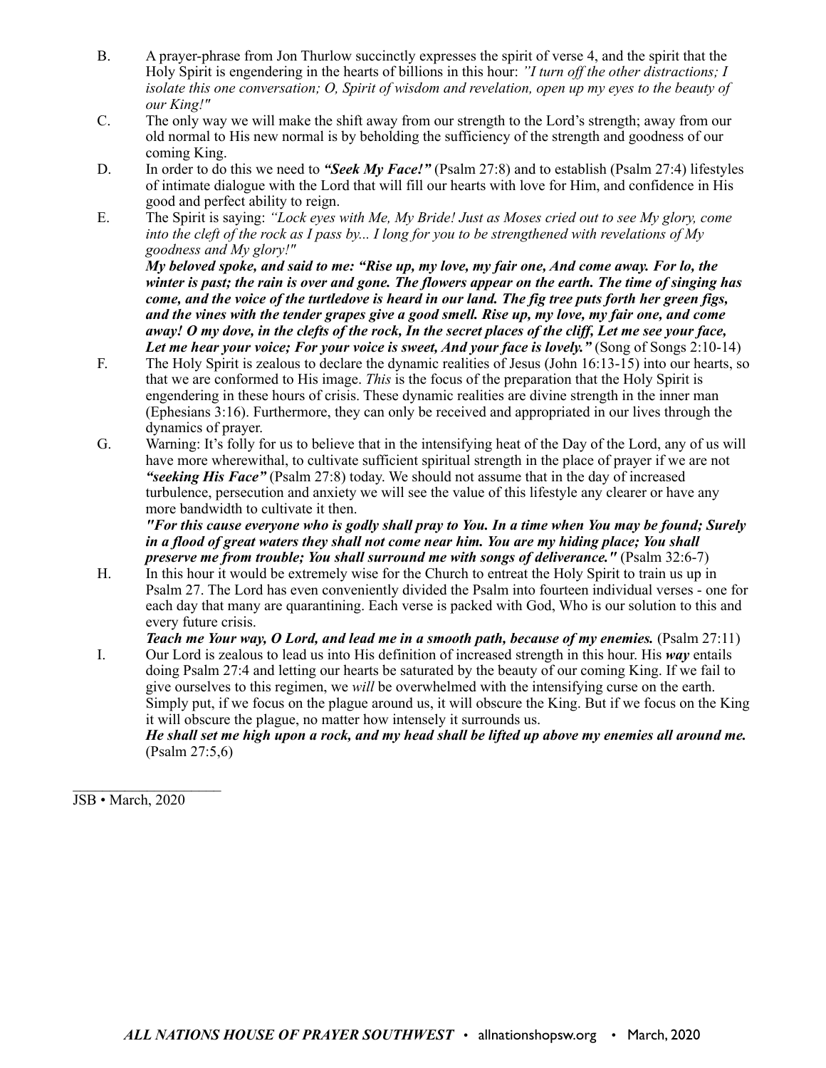B. A prayer-phrase from Jon Thurlow succinctly expresses the spirit of verse 4, and the spirit that the Holy Spirit is engendering in the hearts of billions in this hour: *"I turn off the other distractions; I isolate this one conversation; O, Spirit of wisdom and revelation, open up my eyes to the beauty of our King!"*

C. The only way we will make the shift away from our strength to the Lord's strength; away from our old normal to His new normal is by beholding the sufficiency of the strength and goodness of our coming King.

D. In order to do this we need to ***"Seek My Face!"*** (Psalm 27:8) and to establish (Psalm 27:4) lifestyles of intimate dialogue with the Lord that will fill our hearts with love for Him, and confidence in His good and perfect ability to reign.

E. The Spirit is saying: *"Lock eyes with Me, My Bride! Just as Moses cried out to see My glory, come into the cleft of the rock as I pass by... I long for you to be strengthened with revelations of My goodness and My glory!"*

***My beloved spoke, and said to me: "Rise up, my love, my fair one, And come away. For lo, the winter is past; the rain is over and gone. The flowers appear on the earth. The time of singing has come, and the voice of the turtledove is heard in our land. The fig tree puts forth her green figs, and the vines with the tender grapes give a good smell. Rise up, my love, my fair one, and come away! O my dove, in the clefts of the rock, In the secret places of the cliff, Let me see your face, Let me hear your voice; For your voice is sweet, And your face is lovely."*** (Song of Songs 2:10-14)

F. The Holy Spirit is zealous to declare the dynamic realities of Jesus (John 16:13-15) into our hearts, so that we are conformed to His image. *This* is the focus of the preparation that the Holy Spirit is engendering in these hours of crisis. These dynamic realities are divine strength in the inner man (Ephesians 3:16). Furthermore, they can only be received and appropriated in our lives through the dynamics of prayer.

G. Warning: It's folly for us to believe that in the intensifying heat of the Day of the Lord, any of us will have more wherewithal, to cultivate sufficient spiritual strength in the place of prayer if we are not ***"seeking His Face"*** (Psalm 27:8) today. We should not assume that in the day of increased turbulence, persecution and anxiety we will see the value of this lifestyle any clearer or have any more bandwidth to cultivate it then.

***"For this cause everyone who is godly shall pray to You. In a time when You may be found; Surely in a flood of great waters they shall not come near him. You are my hiding place; You shall preserve me from trouble; You shall surround me with songs of deliverance."*** (Psalm 32:6-7)

H. In this hour it would be extremely wise for the Church to entreat the Holy Spirit to train us up in Psalm 27. The Lord has even conveniently divided the Psalm into fourteen individual verses - one for each day that many are quarantining. Each verse is packed with God, Who is our solution to this and every future crisis.

***Teach me Your way, O Lord, and lead me in a smooth path, because of my enemies.*** (Psalm 27:11)

I. Our Lord is zealous to lead us into His definition of increased strength in this hour. His ***way*** entails doing Psalm 27:4 and letting our hearts be saturated by the beauty of our coming King. If we fail to give ourselves to this regimen, we *will* be overwhelmed with the intensifying curse on the earth. Simply put, if we focus on the plague around us, it will obscure the King. But if we focus on the King it will obscure the plague, no matter how intensely it surrounds us.

***He shall set me high upon a rock, and my head shall be lifted up above my enemies all around me.*** (Psalm 27:5,6)

JSB • March, 2020